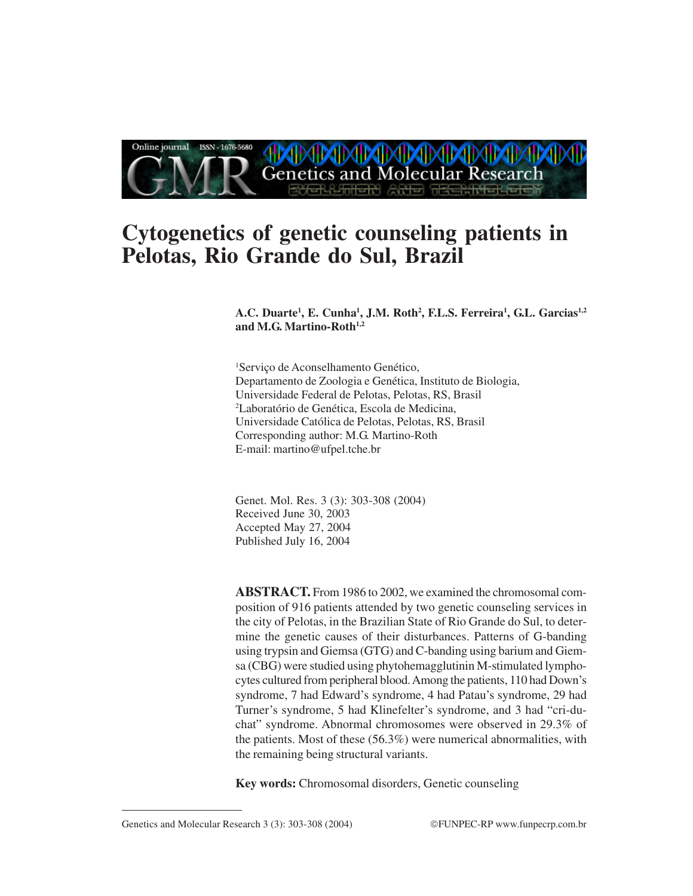# Cytogenetics of genetic counseling patients in Pelotas, Rio Grande do Sul, Brazil

**A.C. Duarte[1], E. Cunha[1], J.M. Roth[2], F.L.S. Ferreira[1], G.L. Garcias[1,2] and M.G. Martino-Roth[1,2]**

[1]Serviço de Aconselhamento Genético,
Departamento de Zoologia e Genética, Instituto de Biologia,
Universidade Federal de Pelotas, Pelotas, RS, Brasil
[2]Laboratório de Genética, Escola de Medicina,
Universidade Católica de Pelotas, Pelotas, RS, Brasil
Corresponding author: M.G. Martino-Roth
E-mail: martino@ufpel.tche.br

Genet. Mol. Res. 3 (3): 303-308 (2004)
Received June 30, 2003
Accepted May 27, 2004
Published July 16, 2004

**ABSTRACT.** From 1986 to 2002, we examined the chromosomal composition of 916 patients attended by two genetic counseling services in the city of Pelotas, in the Brazilian State of Rio Grande do Sul, to determine the genetic causes of their disturbances. Patterns of G-banding using trypsin and Giemsa (GTG) and C-banding using barium and Giemsa (CBG) were studied using phytohemagglutinin M-stimulated lymphocytes cultured from peripheral blood. Among the patients, 110 had Down's syndrome, 7 had Edward's syndrome, 4 had Patau's syndrome, 29 had Turner's syndrome, 5 had Klinefelter's syndrome, and 3 had "cri-du-chat" syndrome. Abnormal chromosomes were observed in 29.3% of the patients. Most of these (56.3%) were numerical abnormalities, with the remaining being structural variants.

**Key words:** Chromosomal disorders, Genetic counseling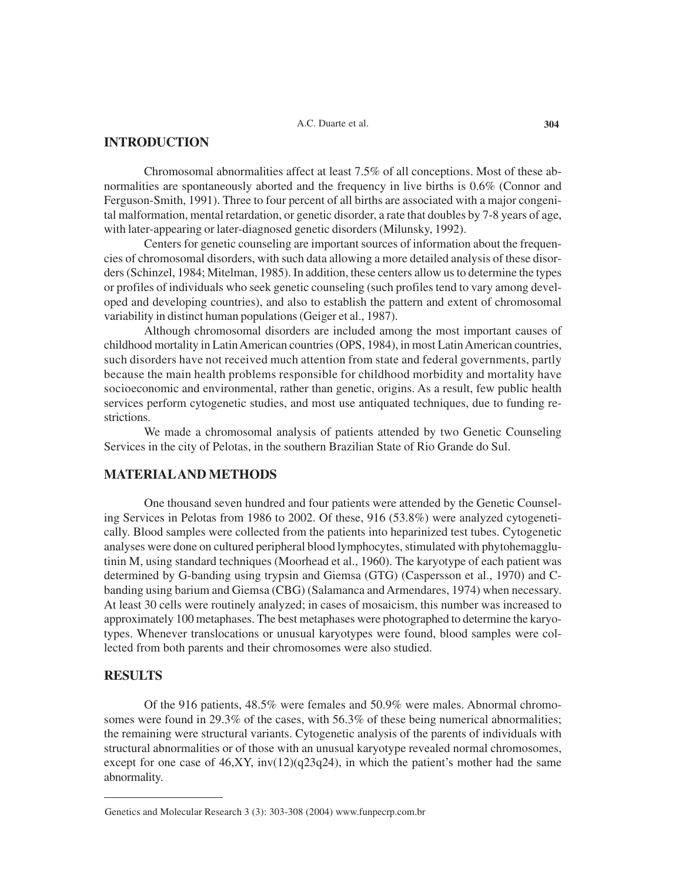## INTRODUCTION

Chromosomal abnormalities affect at least 7.5% of all conceptions. Most of these abnormalities are spontaneously aborted and the frequency in live births is 0.6% (Connor and Ferguson-Smith, 1991). Three to four percent of all births are associated with a major congenital malformation, mental retardation, or genetic disorder, a rate that doubles by 7-8 years of age, with later-appearing or later-diagnosed genetic disorders (Milunsky, 1992).

Centers for genetic counseling are important sources of information about the frequencies of chromosomal disorders, with such data allowing a more detailed analysis of these disorders (Schinzel, 1984; Mitelman, 1985). In addition, these centers allow us to determine the types or profiles of individuals who seek genetic counseling (such profiles tend to vary among developed and developing countries), and also to establish the pattern and extent of chromosomal variability in distinct human populations (Geiger et al., 1987).

Although chromosomal disorders are included among the most important causes of childhood mortality in Latin American countries (OPS, 1984), in most Latin American countries, such disorders have not received much attention from state and federal governments, partly because the main health problems responsible for childhood morbidity and mortality have socioeconomic and environmental, rather than genetic, origins. As a result, few public health services perform cytogenetic studies, and most use antiquated techniques, due to funding restrictions.

We made a chromosomal analysis of patients attended by two Genetic Counseling Services in the city of Pelotas, in the southern Brazilian State of Rio Grande do Sul.

## MATERIAL AND METHODS

One thousand seven hundred and four patients were attended by the Genetic Counseling Services in Pelotas from 1986 to 2002. Of these, 916 (53.8%) were analyzed cytogenetically. Blood samples were collected from the patients into heparinized test tubes. Cytogenetic analyses were done on cultured peripheral blood lymphocytes, stimulated with phytohemagglutinin M, using standard techniques (Moorhead et al., 1960). The karyotype of each patient was determined by G-banding using trypsin and Giemsa (GTG) (Caspersson et al., 1970) and C-banding using barium and Giemsa (CBG) (Salamanca and Armendares, 1974) when necessary. At least 30 cells were routinely analyzed; in cases of mosaicism, this number was increased to approximately 100 metaphases. The best metaphases were photographed to determine the karyotypes. Whenever translocations or unusual karyotypes were found, blood samples were collected from both parents and their chromosomes were also studied.

## RESULTS

Of the 916 patients, 48.5% were females and 50.9% were males. Abnormal chromosomes were found in 29.3% of the cases, with 56.3% of these being numerical abnormalities; the remaining were structural variants. Cytogenetic analysis of the parents of individuals with structural abnormalities or of those with an unusual karyotype revealed normal chromosomes, except for one case of 46,XY, inv(12)(q23q24), in which the patient's mother had the same abnormality.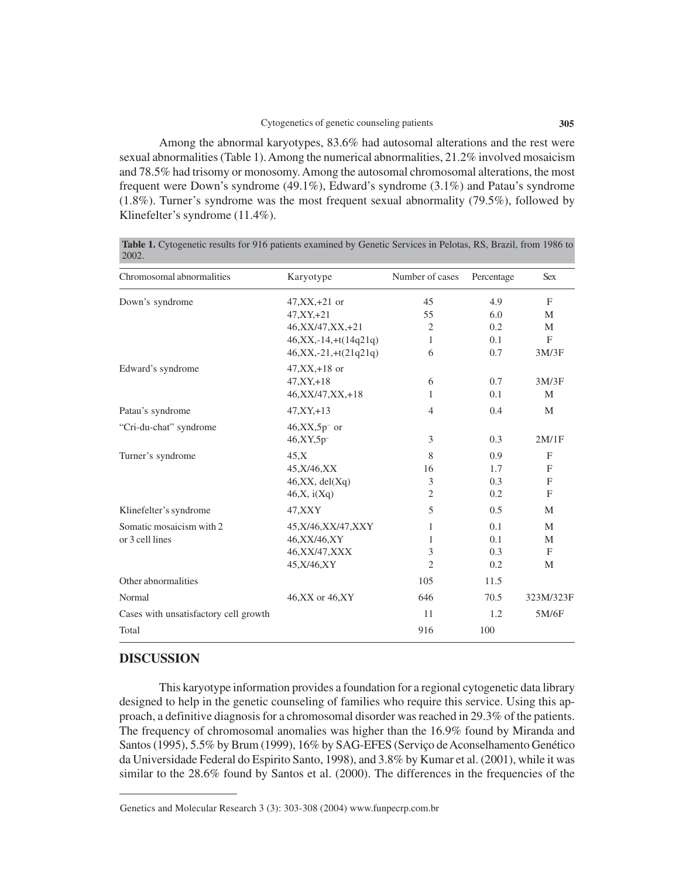Among the abnormal karyotypes, 83.6% had autosomal alterations and the rest were sexual abnormalities (Table 1). Among the numerical abnormalities, 21.2% involved mosaicism and 78.5% had trisomy or monosomy. Among the autosomal chromosomal alterations, the most frequent were Down's syndrome (49.1%), Edward's syndrome (3.1%) and Patau's syndrome (1.8%). Turner's syndrome was the most frequent sexual abnormality (79.5%), followed by Klinefelter's syndrome (11.4%).

**Table 1.** Cytogenetic results for 916 patients examined by Genetic Services in Pelotas, RS, Brazil, from 1986 to 2002.

| Chromosomal abnormalities | Karyotype | Number of cases | Percentage | Sex |
|---|---|---|---|---|
| Down's syndrome | 47,XX,+21 or | 45 | 4.9 | F |
| | 47,XY,+21 | 55 | 6.0 | M |
| | 46,XX/47,XX,+21 | 2 | 0.2 | M |
| | 46,XX,-14,+t(14q21q) | 1 | 0.1 | F |
| | 46,XX,-21,+t(21q21q) | 6 | 0.7 | 3M/3F |
| Edward's syndrome | 47,XX,+18 or | | | |
| | 47,XY,+18 | 6 | 0.7 | 3M/3F |
| | 46,XX/47,XX,+18 | 1 | 0.1 | M |
| Patau's syndrome | 47,XY,+13 | 4 | 0.4 | M |
| "Cri-du-chat" syndrome | $46,XX,5p^{-}$ or | | | |
| | $46,XY,5p^{-}$ | 3 | 0.3 | 2M/1F |
| Turner's syndrome | 45,X | 8 | 0.9 | F |
| | 45,X/46,XX | 16 | 1.7 | F |
| | 46,XX, del(Xq) | 3 | 0.3 | F |
| | 46,X, i(Xq) | 2 | 0.2 | F |
| Klinefelter's syndrome | 47,XXY | 5 | 0.5 | M |
| Somatic mosaicism with 2 | 45,X/46,XX/47,XXY | 1 | 0.1 | M |
| or 3 cell lines | 46,XX/46,XY | 1 | 0.1 | M |
| | 46,XX/47,XXX | 3 | 0.3 | F |
| | 45,X/46,XY | 2 | 0.2 | M |
| Other abnormalities | | 105 | 11.5 | |
| Normal | 46,XX or 46,XY | 646 | 70.5 | 323M/323F |
| Cases with unsatisfactory cell growth | | 11 | 1.2 | 5M/6F |
| Total | | 916 | 100 | |

## DISCUSSION

This karyotype information provides a foundation for a regional cytogenetic data library designed to help in the genetic counseling of families who require this service. Using this approach, a definitive diagnosis for a chromosomal disorder was reached in 29.3% of the patients. The frequency of chromosomal anomalies was higher than the 16.9% found by Miranda and Santos (1995), 5.5% by Brum (1999), 16% by SAG-EFES (Serviço de Aconselhamento Genético da Universidade Federal do Espirito Santo, 1998), and 3.8% by Kumar et al. (2001), while it was similar to the 28.6% found by Santos et al. (2000). The differences in the frequencies of the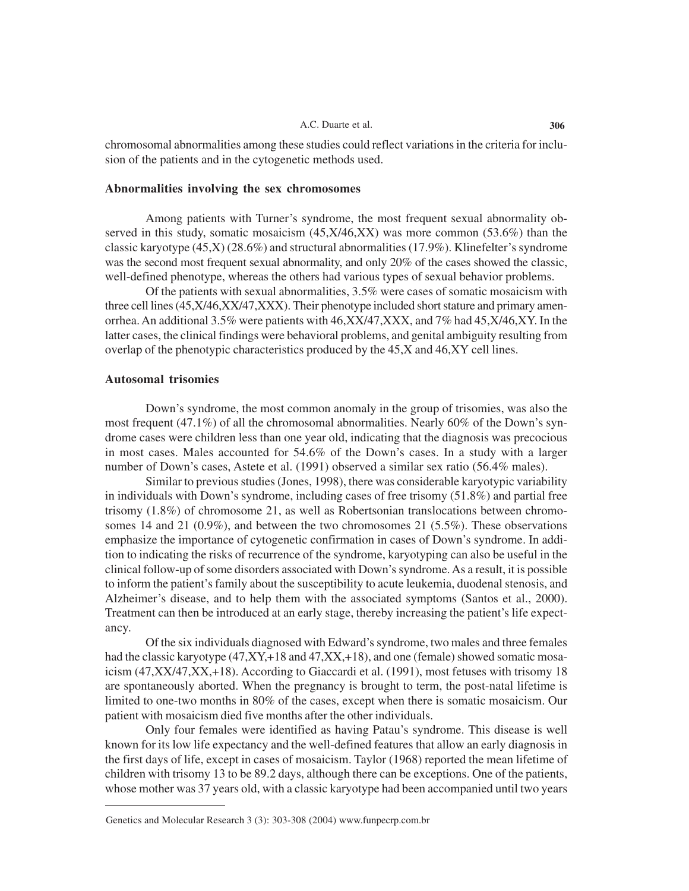chromosomal abnormalities among these studies could reflect variations in the criteria for inclusion of the patients and in the cytogenetic methods used.

### Abnormalities involving the sex chromosomes

Among patients with Turner's syndrome, the most frequent sexual abnormality observed in this study, somatic mosaicism (45,X/46,XX) was more common (53.6%) than the classic karyotype (45,X) (28.6%) and structural abnormalities (17.9%). Klinefelter's syndrome was the second most frequent sexual abnormality, and only 20% of the cases showed the classic, well-defined phenotype, whereas the others had various types of sexual behavior problems.

Of the patients with sexual abnormalities, 3.5% were cases of somatic mosaicism with three cell lines (45,X/46,XX/47,XXX). Their phenotype included short stature and primary amenorrhea. An additional 3.5% were patients with 46,XX/47,XXX, and 7% had 45,X/46,XY. In the latter cases, the clinical findings were behavioral problems, and genital ambiguity resulting from overlap of the phenotypic characteristics produced by the 45,X and 46,XY cell lines.

### Autosomal trisomies

Down's syndrome, the most common anomaly in the group of trisomies, was also the most frequent (47.1%) of all the chromosomal abnormalities. Nearly 60% of the Down's syndrome cases were children less than one year old, indicating that the diagnosis was precocious in most cases. Males accounted for 54.6% of the Down's cases. In a study with a larger number of Down's cases, Astete et al. (1991) observed a similar sex ratio (56.4% males).

Similar to previous studies (Jones, 1998), there was considerable karyotypic variability in individuals with Down's syndrome, including cases of free trisomy (51.8%) and partial free trisomy (1.8%) of chromosome 21, as well as Robertsonian translocations between chromosomes 14 and 21 (0.9%), and between the two chromosomes 21 (5.5%). These observations emphasize the importance of cytogenetic confirmation in cases of Down's syndrome. In addition to indicating the risks of recurrence of the syndrome, karyotyping can also be useful in the clinical follow-up of some disorders associated with Down's syndrome. As a result, it is possible to inform the patient's family about the susceptibility to acute leukemia, duodenal stenosis, and Alzheimer's disease, and to help them with the associated symptoms (Santos et al., 2000). Treatment can then be introduced at an early stage, thereby increasing the patient's life expectancy.

Of the six individuals diagnosed with Edward's syndrome, two males and three females had the classic karyotype (47,XY,+18 and 47,XX,+18), and one (female) showed somatic mosaicism (47,XX/47,XX,+18). According to Giaccardi et al. (1991), most fetuses with trisomy 18 are spontaneously aborted. When the pregnancy is brought to term, the post-natal lifetime is limited to one-two months in 80% of the cases, except when there is somatic mosaicism. Our patient with mosaicism died five months after the other individuals.

Only four females were identified as having Patau's syndrome. This disease is well known for its low life expectancy and the well-defined features that allow an early diagnosis in the first days of life, except in cases of mosaicism. Taylor (1968) reported the mean lifetime of children with trisomy 13 to be 89.2 days, although there can be exceptions. One of the patients, whose mother was 37 years old, with a classic karyotype had been accompanied until two years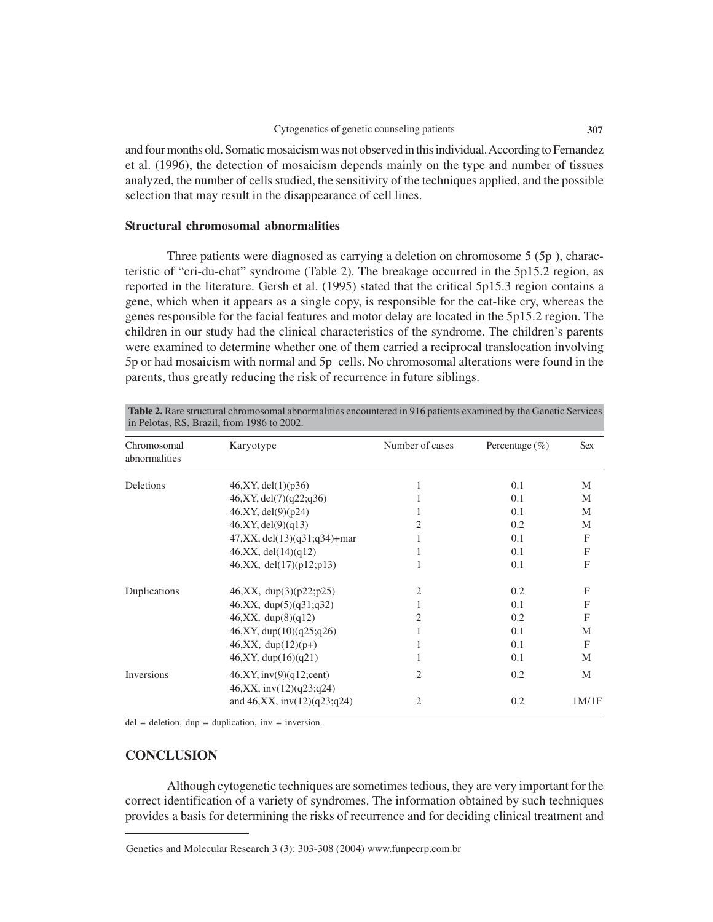and four months old. Somatic mosaicism was not observed in this individual. According to Fernandez et al. (1996), the detection of mosaicism depends mainly on the type and number of tissues analyzed, the number of cells studied, the sensitivity of the techniques applied, and the possible selection that may result in the disappearance of cell lines.

### Structural chromosomal abnormalities

Three patients were diagnosed as carrying a deletion on chromosome 5 ($5p^{-}$), characteristic of "cri-du-chat" syndrome (Table 2). The breakage occurred in the 5p15.2 region, as reported in the literature. Gersh et al. (1995) stated that the critical 5p15.3 region contains a gene, which when it appears as a single copy, is responsible for the cat-like cry, whereas the genes responsible for the facial features and motor delay are located in the 5p15.2 region. The children in our study had the clinical characteristics of the syndrome. The children's parents were examined to determine whether one of them carried a reciprocal translocation involving 5p or had mosaicism with normal and $5p^{-}$ cells. No chromosomal alterations were found in the parents, thus greatly reducing the risk of recurrence in future siblings.

**Table 2.** Rare structural chromosomal abnormalities encountered in 916 patients examined by the Genetic Services in Pelotas, RS, Brazil, from 1986 to 2002.

| Chromosomal abnormalities | Karyotype | Number of cases | Percentage (%) | Sex |
|---|---|---|---|---|
| Deletions | 46,XY, del(1)(p36) | 1 | 0.1 | M |
| | 46,XY, del(7)(q22;q36) | 1 | 0.1 | M |
| | 46,XY, del(9)(p24) | 1 | 0.1 | M |
| | 46,XY, del(9)(q13) | 2 | 0.2 | M |
| | 47,XX, del(13)(q31;q34)+mar | 1 | 0.1 | F |
| | 46,XX, del(14)(q12) | 1 | 0.1 | F |
| | 46,XX, del(17)(p12;p13) | 1 | 0.1 | F |
| Duplications | 46,XX, dup(3)(p22;p25) | 2 | 0.2 | F |
| | 46,XX, dup(5)(q31;q32) | 1 | 0.1 | F |
| | 46,XX, dup(8)(q12) | 2 | 0.2 | F |
| | 46,XY, dup(10)(q25;q26) | 1 | 0.1 | M |
| | 46,XX, dup(12)(p+) | 1 | 0.1 | F |
| | 46,XY, dup(16)(q21) | 1 | 0.1 | M |
| Inversions | 46,XY, inv(9)(q12;cent) | 2 | 0.2 | M |
| | 46,XX, inv(12)(q23;q24) and 46,XX, inv(12)(q23;q24) | 2 | 0.2 | 1M/1F |

del = deletion, dup = duplication, inv = inversion.

## CONCLUSION

Although cytogenetic techniques are sometimes tedious, they are very important for the correct identification of a variety of syndromes. The information obtained by such techniques provides a basis for determining the risks of recurrence and for deciding clinical treatment and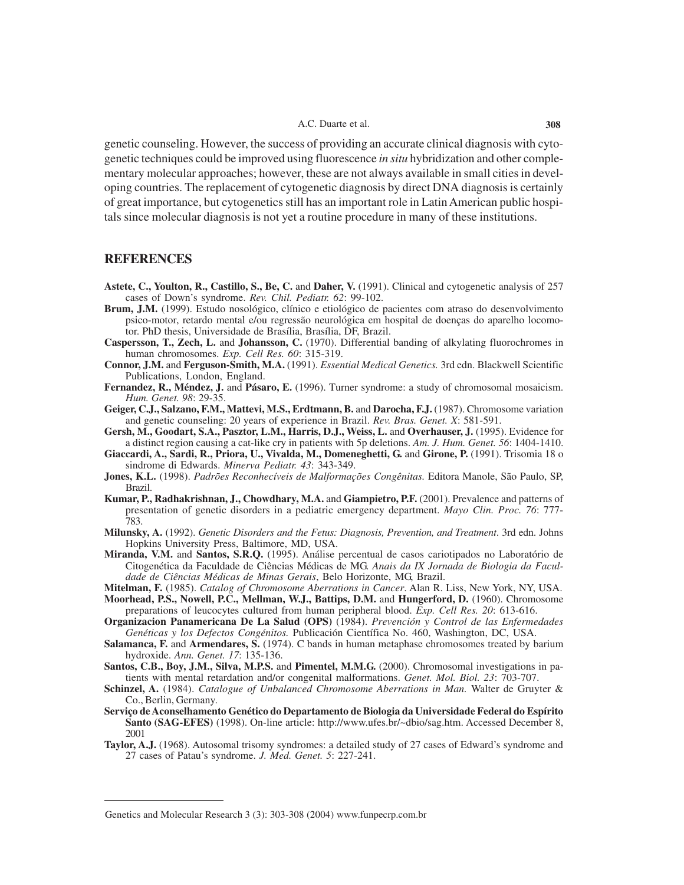genetic counseling. However, the success of providing an accurate clinical diagnosis with cytogenetic techniques could be improved using fluorescence *in situ* hybridization and other complementary molecular approaches; however, these are not always available in small cities in developing countries. The replacement of cytogenetic diagnosis by direct DNA diagnosis is certainly of great importance, but cytogenetics still has an important role in Latin American public hospitals since molecular diagnosis is not yet a routine procedure in many of these institutions.

## REFERENCES

**Astete, C., Youlton, R., Castillo, S., Be, C.** and **Daher, V.** (1991). Clinical and cytogenetic analysis of 257 cases of Down's syndrome. *Rev. Chil. Pediatr. 62*: 99-102.

**Brum, J.M.** (1999). Estudo nosológico, clínico e etiológico de pacientes com atraso do desenvolvimento psico-motor, retardo mental e/ou regressão neurológica em hospital de doenças do aparelho locomotor. PhD thesis, Universidade de Brasília, Brasília, DF, Brazil.

**Caspersson, T., Zech, L.** and **Johansson, C.** (1970). Differential banding of alkylating fluorochromes in human chromosomes. *Exp. Cell Res. 60*: 315-319.

**Connor, J.M.** and **Ferguson-Smith, M.A.** (1991). *Essential Medical Genetics.* 3rd edn. Blackwell Scientific Publications, London, England.

**Fernandez, R., Méndez, J.** and **Pásaro, E.** (1996). Turner syndrome: a study of chromosomal mosaicism. *Hum. Genet. 98*: 29-35.

**Geiger, C.J., Salzano, F.M., Mattevi, M.S., Erdtmann, B.** and **Darocha, F.J.** (1987). Chromosome variation and genetic counseling: 20 years of experience in Brazil. *Rev. Bras. Genet. X*: 581-591.

**Gersh, M., Goodart, S.A., Pasztor, L.M., Harris, D.J., Weiss, L.** and **Overhauser, J.** (1995). Evidence for a distinct region causing a cat-like cry in patients with 5p deletions. *Am. J. Hum. Genet. 56*: 1404-1410.

**Giaccardi, A., Sardi, R., Priora, U., Vivalda, M., Domeneghetti, G.** and **Girone, P.** (1991). Trisomia 18 o sindrome di Edwards. *Minerva Pediatr. 43*: 343-349.

**Jones, K.L.** (1998). *Padrões Reconhecíveis de Malformações Congênitas.* Editora Manole, São Paulo, SP, Brazil.

**Kumar, P., Radhakrishnan, J., Chowdhary, M.A.** and **Giampietro, P.F.** (2001). Prevalence and patterns of presentation of genetic disorders in a pediatric emergency department. *Mayo Clin. Proc. 76*: 777-783.

**Milunsky, A.** (1992). *Genetic Disorders and the Fetus: Diagnosis, Prevention, and Treatment*. 3rd edn. Johns Hopkins University Press, Baltimore, MD, USA.

**Miranda, V.M.** and **Santos, S.R.Q.** (1995). Análise percentual de casos cariotipados no Laboratório de Citogenética da Faculdade de Ciências Médicas de MG. *Anais da IX Jornada de Biologia da Faculdade de Ciências Médicas de Minas Gerais*, Belo Horizonte, MG, Brazil.

**Mitelman, F.** (1985). *Catalog of Chromosome Aberrations in Cancer*. Alan R. Liss, New York, NY, USA.

**Moorhead, P.S., Nowell, P.C., Mellman, W.J., Battips, D.M.** and **Hungerford, D.** (1960). Chromosome preparations of leucocytes cultured from human peripheral blood. *Exp. Cell Res. 20*: 613-616.

**Organizacion Panamericana De La Salud (OPS)** (1984). *Prevención y Control de las Enfermedades Genéticas y los Defectos Congénitos.* Publicación Científica No. 460, Washington, DC, USA.

**Salamanca, F.** and **Armendares, S.** (1974). C bands in human metaphase chromosomes treated by barium hydroxide. *Ann. Genet. 17*: 135-136.

**Santos, C.B., Boy, J.M., Silva, M.P.S.** and **Pimentel, M.M.G.** (2000). Chromosomal investigations in patients with mental retardation and/or congenital malformations. *Genet. Mol. Biol. 23*: 703-707.

**Schinzel, A.** (1984). *Catalogue of Unbalanced Chromosome Aberrations in Man.* Walter de Gruyter & Co., Berlin, Germany.

**Serviço de Aconselhamento Genético do Departamento de Biologia da Universidade Federal do Espírito Santo (SAG-EFES)** (1998). On-line article: http://www.ufes.br/~dbio/sag.htm. Accessed December 8, 2001

**Taylor, A.J.** (1968). Autosomal trisomy syndromes: a detailed study of 27 cases of Edward's syndrome and 27 cases of Patau's syndrome. *J. Med. Genet. 5*: 227-241.